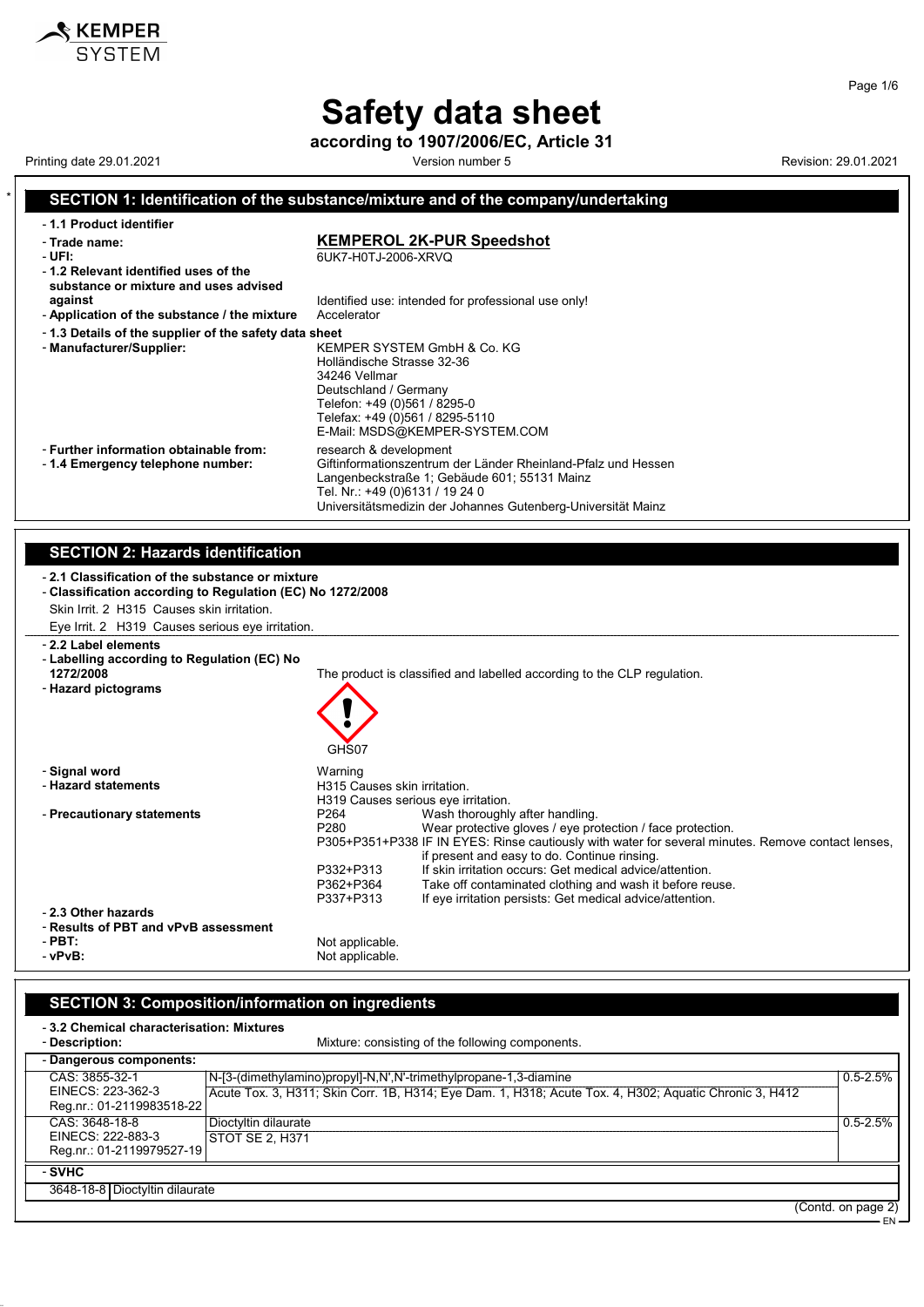# Safety data sheet

**according to 1907/2006/EC, Article 31**

Printing date 29.01.2021 | Version number 5 | Revision: 29.01.2021

## SECTION 1: Identification of the substance/mixture and of the company/undertaking

- **1.1 Product identifier**
- **Trade name:** **KEMPEROL 2K-PUR Speedshot**
- **UFI:** 6UK7-H0TJ-2006-XRVQ
- **1.2 Relevant identified uses of the substance or mixture and uses advised against** Identified use: intended for professional use only!
- **Application of the substance / the mixture** Accelerator
- **1.3 Details of the supplier of the safety data sheet**
- **Manufacturer/Supplier:**
  KEMPER SYSTEM GmbH & Co. KG
  Holländische Strasse 32-36
  34246 Vellmar
  Deutschland / Germany
  Telefon: +49 (0)561 / 8295-0
  Telefax: +49 (0)561 / 8295-5110
  E-Mail: MSDS@KEMPER-SYSTEM.COM
- **Further information obtainable from:** research & development
- **1.4 Emergency telephone number:**
  Giftinformationszentrum der Länder Rheinland-Pfalz und Hessen
  Langenbeckstraße 1; Gebäude 601; 55131 Mainz
  Tel. Nr.: +49 (0)6131 / 19 24 0
  Universitätsmedizin der Johannes Gutenberg-Universität Mainz

## SECTION 2: Hazards identification

- **2.1 Classification of the substance or mixture**
- **Classification according to Regulation (EC) No 1272/2008**

  Skin Irrit. 2 H315 Causes skin irritation.

  Eye Irrit. 2 H319 Causes serious eye irritation.

- **2.2 Label elements**
- **Labelling according to Regulation (EC) No 1272/2008** The product is classified and labelled according to the CLP regulation.
- **Hazard pictograms**

  GHS07

- **Signal word** Warning
- **Hazard statements**
  H315 Causes skin irritation.
  H319 Causes serious eye irritation.
- **Precautionary statements**
  - P264 Wash thoroughly after handling.
  - P280 Wear protective gloves / eye protection / face protection.
  - P305+P351+P338 IF IN EYES: Rinse cautiously with water for several minutes. Remove contact lenses, if present and easy to do. Continue rinsing.
  - P332+P313 If skin irritation occurs: Get medical advice/attention.
  - P362+P364 Take off contaminated clothing and wash it before reuse.
  - P337+P313 If eye irritation persists: Get medical advice/attention.
- **2.3 Other hazards**
- **Results of PBT and vPvB assessment**
- **PBT:** Not applicable.
- **vPvB:** Not applicable.

## SECTION 3: Composition/information on ingredients

- **3.2 Chemical characterisation: Mixtures**
- **Description:** Mixture: consisting of the following components.

**Dangerous components:**

| Identifiers | Name / Classification | Concentration |
|---|---|---|
| CAS: 3855-32-1<br>EINECS: 223-362-3<br>Reg.nr.: 01-2119983518-22 | N-[3-(dimethylamino)propyl]-N,N',N'-trimethylpropane-1,3-diamine<br>Acute Tox. 3, H311; Skin Corr. 1B, H314; Eye Dam. 1, H318; Acute Tox. 4, H302; Aquatic Chronic 3, H412 | 0.5-2.5% |
| CAS: 3648-18-8<br>EINECS: 222-883-3<br>Reg.nr.: 01-2119979527-19 | Dioctyltin dilaurate<br>STOT SE 2, H371 | 0.5-2.5% |

**SVHC**

| | |
|---|---|
| 3648-18-8 | Dioctyltin dilaurate |

(Contd. on page 2)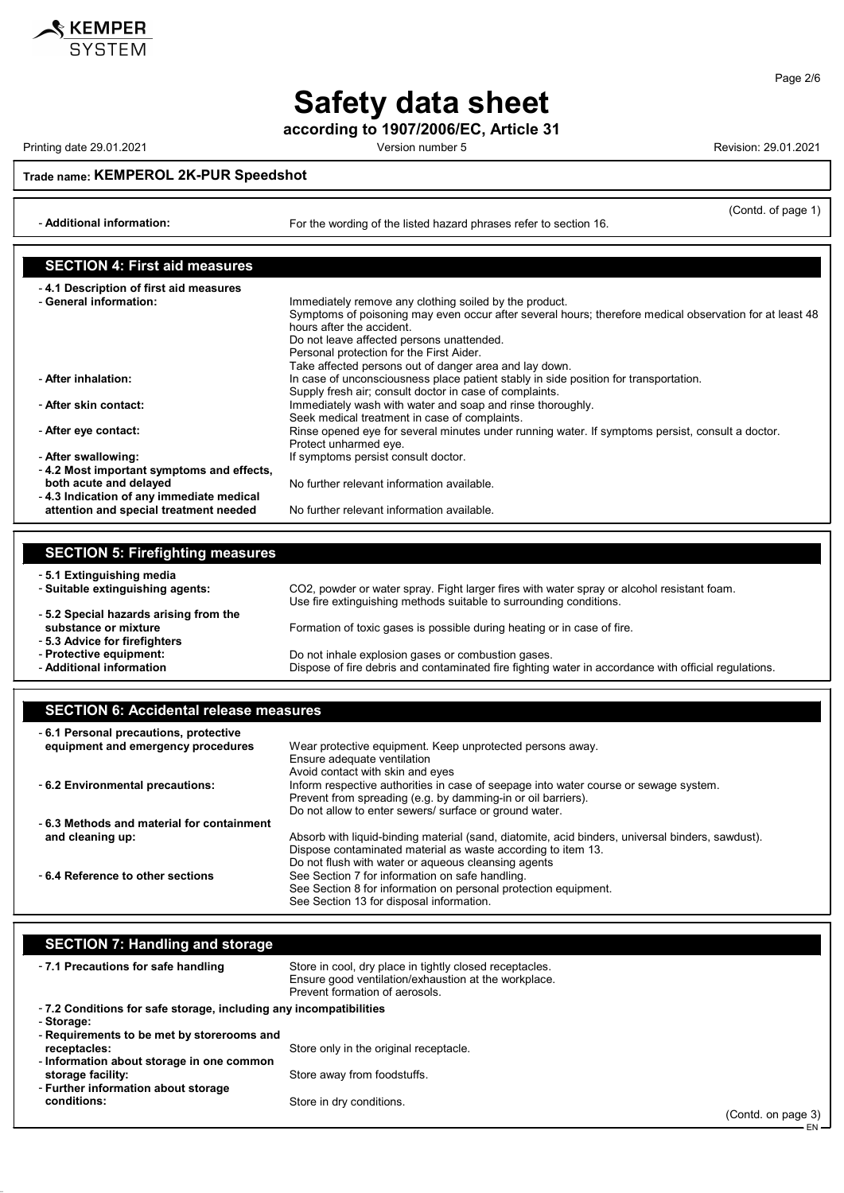# Safety data sheet

**according to 1907/2006/EC, Article 31**

Printing date 29.01.2021 Version number 5 Revision: 29.01.2021

**Trade name: KEMPEROL 2K-PUR Speedshot**

(Contd. of page 1)

- **Additional information:** For the wording of the listed hazard phrases refer to section 16.

## SECTION 4: First aid measures

- **4.1 Description of first aid measures**
- **General information:** Immediately remove any clothing soiled by the product.
  Symptoms of poisoning may even occur after several hours; therefore medical observation for at least 48 hours after the accident.
  Do not leave affected persons unattended.
  Personal protection for the First Aider.
  Take affected persons out of danger area and lay down.
- **After inhalation:** In case of unconsciousness place patient stably in side position for transportation.
  Supply fresh air; consult doctor in case of complaints.
- **After skin contact:** Immediately wash with water and soap and rinse thoroughly.
  Seek medical treatment in case of complaints.
- **After eye contact:** Rinse opened eye for several minutes under running water. If symptoms persist, consult a doctor.
  Protect unharmed eye.
- **After swallowing:** If symptoms persist consult doctor.
- **4.2 Most important symptoms and effects, both acute and delayed** No further relevant information available.
- **4.3 Indication of any immediate medical attention and special treatment needed** No further relevant information available.

## SECTION 5: Firefighting measures

- **5.1 Extinguishing media**
- **Suitable extinguishing agents:** $CO_2$, powder or water spray. Fight larger fires with water spray or alcohol resistant foam.
  Use fire extinguishing methods suitable to surrounding conditions.
- **5.2 Special hazards arising from the substance or mixture** Formation of toxic gases is possible during heating or in case of fire.
- **5.3 Advice for firefighters**
- **Protective equipment:** Do not inhale explosion gases or combustion gases.
- **Additional information** Dispose of fire debris and contaminated fire fighting water in accordance with official regulations.

## SECTION 6: Accidental release measures

- **6.1 Personal precautions, protective equipment and emergency procedures** Wear protective equipment. Keep unprotected persons away.
  Ensure adequate ventilation
  Avoid contact with skin and eyes
- **6.2 Environmental precautions:** Inform respective authorities in case of seepage into water course or sewage system.
  Prevent from spreading (e.g. by damming-in or oil barriers).
  Do not allow to enter sewers/ surface or ground water.
- **6.3 Methods and material for containment and cleaning up:** Absorb with liquid-binding material (sand, diatomite, acid binders, universal binders, sawdust).
  Dispose contaminated material as waste according to item 13.
  Do not flush with water or aqueous cleansing agents
- **6.4 Reference to other sections** See Section 7 for information on safe handling.
  See Section 8 for information on personal protection equipment.
  See Section 13 for disposal information.

## SECTION 7: Handling and storage

- **7.1 Precautions for safe handling** Store in cool, dry place in tightly closed receptacles.
  Ensure good ventilation/exhaustion at the workplace.
  Prevent formation of aerosols.
- **7.2 Conditions for safe storage, including any incompatibilities**
- **Storage:**
- **Requirements to be met by storerooms and receptacles:** Store only in the original receptacle.
- **Information about storage in one common storage facility:** Store away from foodstuffs.
- **Further information about storage conditions:** Store in dry conditions.

(Contd. on page 3)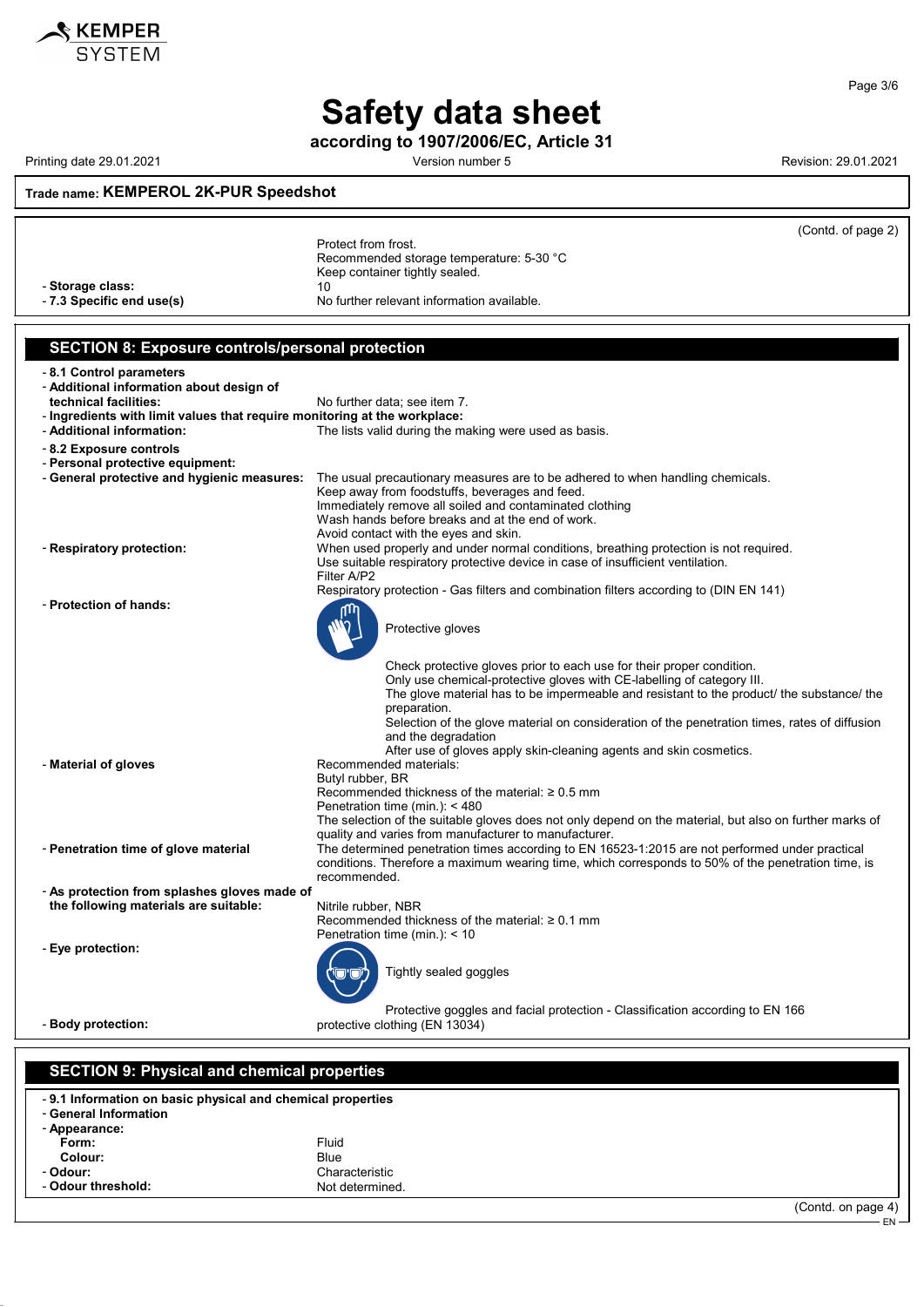**Trade name: KEMPEROL 2K-PUR Speedshot**

(Contd. of page 2)

Protect from frost.
Recommended storage temperature: 5-30 °C
Keep container tightly sealed.

- **Storage class:** 10
- **7.3 Specific end use(s)** No further relevant information available.

## SECTION 8: Exposure controls/personal protection

- **8.1 Control parameters**
- **Additional information about design of technical facilities:** No further data; see item 7.
- **Ingredients with limit values that require monitoring at the workplace:**
- **Additional information:** The lists valid during the making were used as basis.
- **8.2 Exposure controls**
- **Personal protective equipment:**
- **General protective and hygienic measures:** The usual precautionary measures are to be adhered to when handling chemicals.
  Keep away from foodstuffs, beverages and feed.
  Immediately remove all soiled and contaminated clothing
  Wash hands before breaks and at the end of work.
  Avoid contact with the eyes and skin.
- **Respiratory protection:** When used properly and under normal conditions, breathing protection is not required.
  Use suitable respiratory protective device in case of insufficient ventilation.
  Filter A/P2
  Respiratory protection - Gas filters and combination filters according to (DIN EN 141)
- **Protection of hands:**
  Protective gloves
  Check protective gloves prior to each use for their proper condition.
  Only use chemical-protective gloves with CE-labelling of category III.
  The glove material has to be impermeable and resistant to the product/ the substance/ the preparation.
  Selection of the glove material on consideration of the penetration times, rates of diffusion and the degradation
  After use of gloves apply skin-cleaning agents and skin cosmetics.
- **Material of gloves** Recommended materials:
  Butyl rubber, BR
  Recommended thickness of the material: ≥ 0.5 mm
  Penetration time (min.): < 480
  The selection of the suitable gloves does not only depend on the material, but also on further marks of quality and varies from manufacturer to manufacturer.
- **Penetration time of glove material** The determined penetration times according to EN 16523-1:2015 are not performed under practical conditions. Therefore a maximum wearing time, which corresponds to 50% of the penetration time, is recommended.
- **As protection from splashes gloves made of the following materials are suitable:** Nitrile rubber, NBR
  Recommended thickness of the material: ≥ 0.1 mm
  Penetration time (min.): < 10
- **Eye protection:**
  Tightly sealed goggles
  Protective goggles and facial protection - Classification according to EN 166
- **Body protection:** protective clothing (EN 13034)

## SECTION 9: Physical and chemical properties

- **9.1 Information on basic physical and chemical properties**
- **General Information**
- **Appearance:**
  - **Form:** Fluid
  - **Colour:** Blue
- **Odour:** Characteristic
- **Odour threshold:** Not determined.

(Contd. on page 4)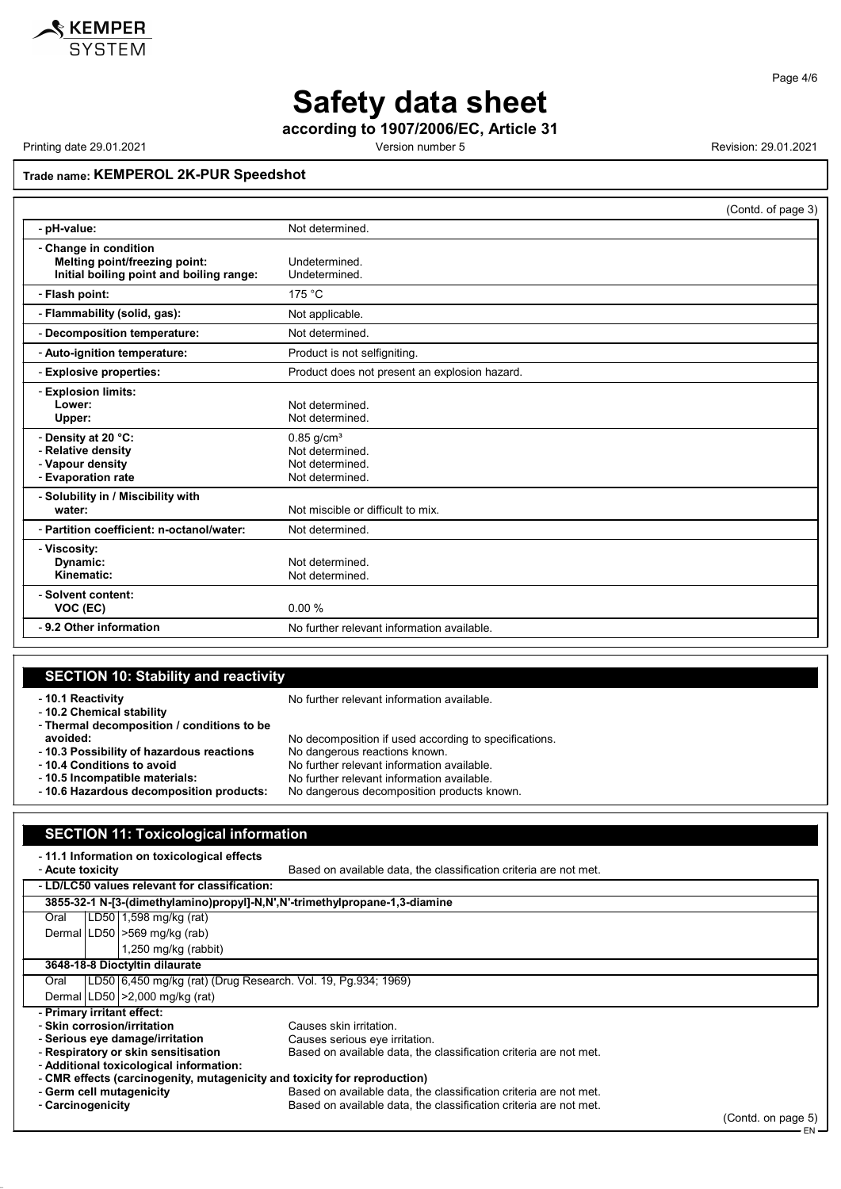**Trade name: KEMPEROL 2K-PUR Speedshot**

(Contd. of page 3)

| | |
|---|---|
| - **pH-value:** | Not determined. |
| - **Change in condition**<br>**Melting point/freezing point:**<br>**Initial boiling point and boiling range:** | <br>Undetermined.<br>Undetermined. |
| - **Flash point:** | 175 °C |
| - **Flammability (solid, gas):** | Not applicable. |
| - **Decomposition temperature:** | Not determined. |
| - **Auto-ignition temperature:** | Product is not selfigniting. |
| - **Explosive properties:** | Product does not present an explosion hazard. |
| - **Explosion limits:**<br>**Lower:**<br>**Upper:** | <br>Not determined.<br>Not determined. |
| - **Density at 20 °C:**<br>- **Relative density**<br>- **Vapour density**<br>- **Evaporation rate** | 0.85 g/cm³<br>Not determined.<br>Not determined.<br>Not determined. |
| - **Solubility in / Miscibility with**<br>**water:** | <br>Not miscible or difficult to mix. |
| - **Partition coefficient: n-octanol/water:** | Not determined. |
| - **Viscosity:**<br>**Dynamic:**<br>**Kinematic:** | <br>Not determined.<br>Not determined. |
| - **Solvent content:**<br>**VOC (EC)** | <br>0.00 % |
| - **9.2 Other information** | No further relevant information available. |

## SECTION 10: Stability and reactivity

- **10.1 Reactivity** No further relevant information available.
- **10.2 Chemical stability**
- **Thermal decomposition / conditions to be avoided:** No decomposition if used according to specifications.
- **10.3 Possibility of hazardous reactions** No dangerous reactions known.
- **10.4 Conditions to avoid** No further relevant information available.
- **10.5 Incompatible materials:** No further relevant information available.
- **10.6 Hazardous decomposition products:** No dangerous decomposition products known.

## SECTION 11: Toxicological information

- **11.1 Information on toxicological effects**
- **Acute toxicity** Based on available data, the classification criteria are not met.

| - **LD/LC50 values relevant for classification:** | | |
|---|---|---|
| **3855-32-1 N-[3-(dimethylamino)propyl]-N,N',N'-trimethylpropane-1,3-diamine** | | |
| Oral | LD50 | 1,598 mg/kg (rat) |
| Dermal | LD50 | >569 mg/kg (rab) |
| | | 1,250 mg/kg (rabbit) |
| **3648-18-8 Dioctyltin dilaurate** | | |
| Oral | LD50 | 6,450 mg/kg (rat) (Drug Research. Vol. 19, Pg.934; 1969) |
| Dermal | LD50 | >2,000 mg/kg (rat) |

- **Primary irritant effect:**
- **Skin corrosion/irritation** Causes skin irritation.
- **Serious eye damage/irritation** Causes serious eye irritation.
- **Respiratory or skin sensitisation** Based on available data, the classification criteria are not met.
- **Additional toxicological information:**
- **CMR effects (carcinogenity, mutagenicity and toxicity for reproduction)**
- **Germ cell mutagenicity** Based on available data, the classification criteria are not met.
- **Carcinogenicity** Based on available data, the classification criteria are not met.

(Contd. on page 5)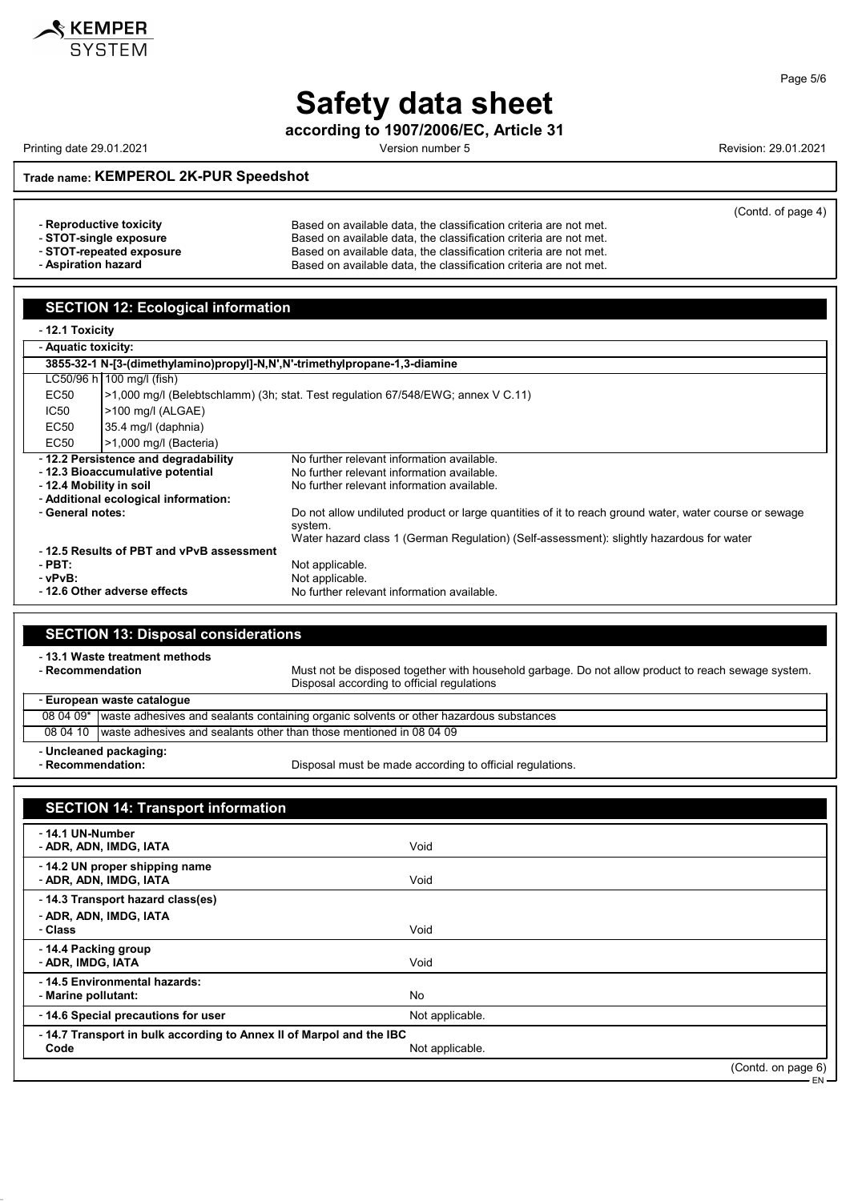# Safety data sheet

**according to 1907/2006/EC, Article 31**

Printing date 29.01.2021 Version number 5 Revision: 29.01.2021

**Trade name: KEMPEROL 2K-PUR Speedshot**

(Contd. of page 4)

- **Reproductive toxicity** Based on available data, the classification criteria are not met.
- **STOT-single exposure** Based on available data, the classification criteria are not met.
- **STOT-repeated exposure** Based on available data, the classification criteria are not met.
- **Aspiration hazard** Based on available data, the classification criteria are not met.

## SECTION 12: Ecological information

- **12.1 Toxicity**
- **Aquatic toxicity:**

| **3855-32-1 N-[3-(dimethylamino)propyl]-N,N',N'-trimethylpropane-1,3-diamine** | |
|---|---|
| LC50/96 h | 100 mg/l (fish) |
| EC50 | >1,000 mg/l (Belebtschlamm) (3h; stat. Test regulation 67/548/EWG; annex V C.11) |
| IC50 | >100 mg/l (ALGAE) |
| EC50 | 35.4 mg/l (daphnia) |
| EC50 | >1,000 mg/l (Bacteria) |

- **12.2 Persistence and degradability** No further relevant information available.
- **12.3 Bioaccumulative potential** No further relevant information available.
- **12.4 Mobility in soil** No further relevant information available.
- **Additional ecological information:**
- **General notes:** Do not allow undiluted product or large quantities of it to reach ground water, water course or sewage system.
  Water hazard class 1 (German Regulation) (Self-assessment): slightly hazardous for water
- **12.5 Results of PBT and vPvB assessment**
- **PBT:** Not applicable.
- **vPvB:** Not applicable.
- **12.6 Other adverse effects** No further relevant information available.

## SECTION 13: Disposal considerations

- **13.1 Waste treatment methods**
- **Recommendation** Must not be disposed together with household garbage. Do not allow product to reach sewage system. Disposal according to official regulations

| **European waste catalogue** | |
|---|---|
| 08 04 09* | waste adhesives and sealants containing organic solvents or other hazardous substances |
| 08 04 10 | waste adhesives and sealants other than those mentioned in 08 04 09 |

- **Uncleaned packaging:**
- **Recommendation:** Disposal must be made according to official regulations.

## SECTION 14: Transport information

| | |
|---|---|
| - **14.1 UN-Number**<br>- **ADR, ADN, IMDG, IATA** | Void |
| - **14.2 UN proper shipping name**<br>- **ADR, ADN, IMDG, IATA** | Void |
| - **14.3 Transport hazard class(es)**<br>- **ADR, ADN, IMDG, IATA**<br>- **Class** | Void |
| - **14.4 Packing group**<br>- **ADR, IMDG, IATA** | Void |
| - **14.5 Environmental hazards:**<br>- **Marine pollutant:** | No |
| - **14.6 Special precautions for user** | Not applicable. |
| - **14.7 Transport in bulk according to Annex II of Marpol and the IBC Code** | Not applicable. |

(Contd. on page 6)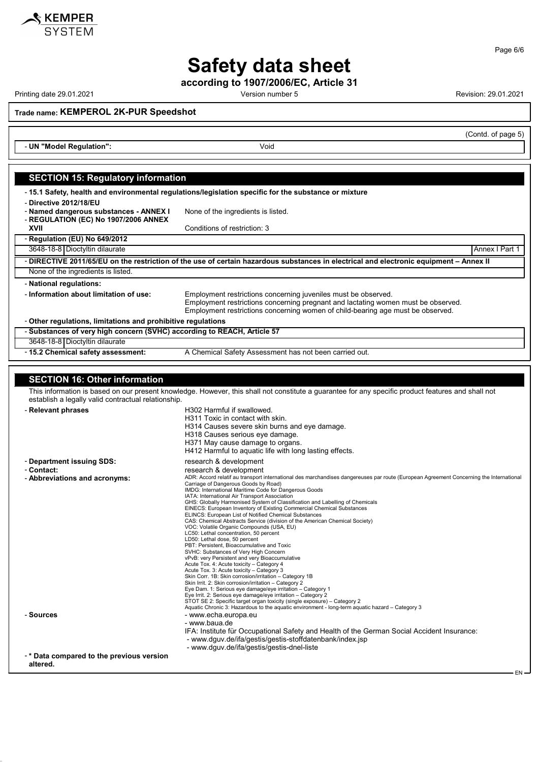## Safety data sheet

**according to 1907/2006/EC, Article 31**

Printing date 29.01.2021 Version number 5 Revision: 29.01.2021

**Trade name: KEMPEROL 2K-PUR Speedshot**

(Contd. of page 5)

- **UN "Model Regulation":** Void

### SECTION 15: Regulatory information

- **15.1 Safety, health and environmental regulations/legislation specific for the substance or mixture**
- **Directive 2012/18/EU**
- **Named dangerous substances - ANNEX I** None of the ingredients is listed.
- **REGULATION (EC) No 1907/2006 ANNEX XVII** Conditions of restriction: 3
- **Regulation (EU) No 649/2012**

| | | |
|---|---|---|
| 3648-18-8 | Dioctyltin dilaurate | Annex I Part 1 |

- **DIRECTIVE 2011/65/EU on the restriction of the use of certain hazardous substances in electrical and electronic equipment – Annex II**

None of the ingredients is listed.

- **National regulations:**
- **Information about limitation of use:** Employment restrictions concerning juveniles must be observed.
  Employment restrictions concerning pregnant and lactating women must be observed.
  Employment restrictions concerning women of child-bearing age must be observed.
- **Other regulations, limitations and prohibitive regulations**
- **Substances of very high concern (SVHC) according to REACH, Article 57**

| | |
|---|---|
| 3648-18-8 | Dioctyltin dilaurate |

- **15.2 Chemical safety assessment:** A Chemical Safety Assessment has not been carried out.

### SECTION 16: Other information

This information is based on our present knowledge. However, this shall not constitute a guarantee for any specific product features and shall not establish a legally valid contractual relationship.

- **Relevant phrases**
  H302 Harmful if swallowed.
  H311 Toxic in contact with skin.
  H314 Causes severe skin burns and eye damage.
  H318 Causes serious eye damage.
  H371 May cause damage to organs.
  H412 Harmful to aquatic life with long lasting effects.
- **Department issuing SDS:** research & development
- **Contact:** research & development
- **Abbreviations and acronyms:**
  ADR: Accord relatif au transport international des marchandises dangereuses par route (European Agreement Concerning the International Carriage of Dangerous Goods by Road)
  IMDG: International Maritime Code for Dangerous Goods
  IATA: International Air Transport Association
  GHS: Globally Harmonised System of Classification and Labelling of Chemicals
  EINECS: European Inventory of Existing Commercial Chemical Substances
  ELINCS: European List of Notified Chemical Substances
  CAS: Chemical Abstracts Service (division of the American Chemical Society)
  VOC: Volatile Organic Compounds (USA, EU)
  LC50: Lethal concentration, 50 percent
  LD50: Lethal dose, 50 percent
  PBT: Persistent, Bioaccumulative and Toxic
  SVHC: Substances of Very High Concern
  vPvB: very Persistent and very Bioaccumulative
  Acute Tox. 4: Acute toxicity – Category 4
  Acute Tox. 3: Acute toxicity – Category 3
  Skin Corr. 1B: Skin corrosion/irritation – Category 1B
  Skin Irrit. 2: Skin corrosion/irritation – Category 2
  Eye Dam. 1: Serious eye damage/eye irritation – Category 1
  Eye Irrit. 2: Serious eye damage/eye irritation – Category 2
  STOT SE 2: Specific target organ toxicity (single exposure) – Category 2
  Aquatic Chronic 3: Hazardous to the aquatic environment - long-term aquatic hazard – Category 3
- **Sources**
  - www.echa.europa.eu
  - www.baua.de
  IFA: Institute für Occupational Safety and Health of the German Social Accident Insurance:
  - www.dguv.de/ifa/gestis/gestis-stoffdatenbank/index.jsp
  - www.dguv.de/ifa/gestis/gestis-dnel-liste
- **\* Data compared to the previous version altered.**